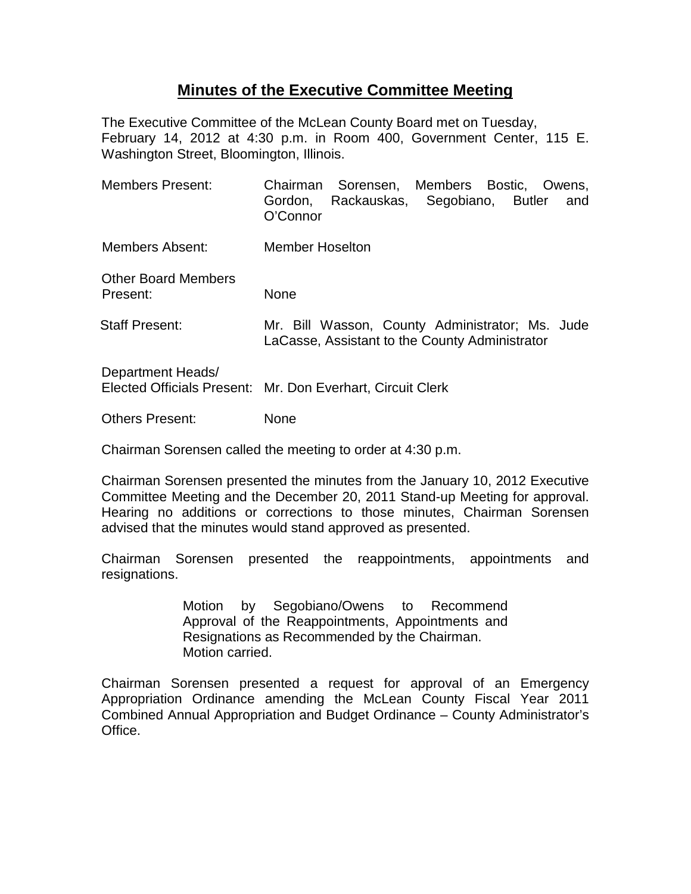# **Minutes of the Executive Committee Meeting**

The Executive Committee of the McLean County Board met on Tuesday, February 14, 2012 at 4:30 p.m. in Room 400, Government Center, 115 E. Washington Street, Bloomington, Illinois.

| | |
|---|---|
| Members Present: | Chairman Sorensen, Members Bostic, Owens, Gordon, Rackauskas, Segobiano, Butler and O'Connor |
| Members Absent: | Member Hoselton |
| Other Board Members Present: | None |
| Staff Present: | Mr. Bill Wasson, County Administrator; Ms. Jude LaCasse, Assistant to the County Administrator |
| Department Heads/ Elected Officials Present: | Mr. Don Everhart, Circuit Clerk |
| Others Present: | None |

Chairman Sorensen called the meeting to order at 4:30 p.m.

Chairman Sorensen presented the minutes from the January 10, 2012 Executive Committee Meeting and the December 20, 2011 Stand-up Meeting for approval. Hearing no additions or corrections to those minutes, Chairman Sorensen advised that the minutes would stand approved as presented.

Chairman Sorensen presented the reappointments, appointments and resignations.

> Motion by Segobiano/Owens to Recommend Approval of the Reappointments, Appointments and Resignations as Recommended by the Chairman.
> Motion carried.

Chairman Sorensen presented a request for approval of an Emergency Appropriation Ordinance amending the McLean County Fiscal Year 2011 Combined Annual Appropriation and Budget Ordinance – County Administrator's Office.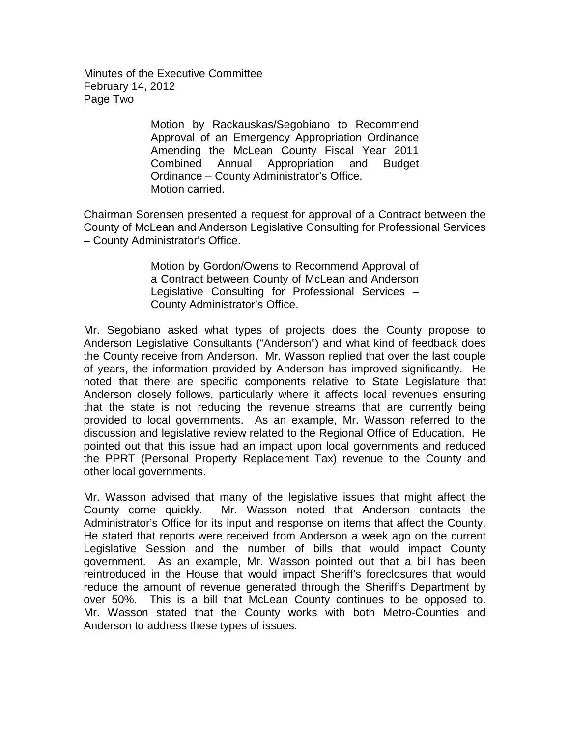Motion by Rackauskas/Segobiano to Recommend Approval of an Emergency Appropriation Ordinance Amending the McLean County Fiscal Year 2011 Combined Annual Appropriation and Budget Ordinance – County Administrator's Office.
Motion carried.

Chairman Sorensen presented a request for approval of a Contract between the County of McLean and Anderson Legislative Consulting for Professional Services – County Administrator's Office.

Motion by Gordon/Owens to Recommend Approval of a Contract between County of McLean and Anderson Legislative Consulting for Professional Services – County Administrator's Office.

Mr. Segobiano asked what types of projects does the County propose to Anderson Legislative Consultants ("Anderson") and what kind of feedback does the County receive from Anderson. Mr. Wasson replied that over the last couple of years, the information provided by Anderson has improved significantly. He noted that there are specific components relative to State Legislature that Anderson closely follows, particularly where it affects local revenues ensuring that the state is not reducing the revenue streams that are currently being provided to local governments. As an example, Mr. Wasson referred to the discussion and legislative review related to the Regional Office of Education. He pointed out that this issue had an impact upon local governments and reduced the PPRT (Personal Property Replacement Tax) revenue to the County and other local governments.

Mr. Wasson advised that many of the legislative issues that might affect the County come quickly. Mr. Wasson noted that Anderson contacts the Administrator's Office for its input and response on items that affect the County. He stated that reports were received from Anderson a week ago on the current Legislative Session and the number of bills that would impact County government. As an example, Mr. Wasson pointed out that a bill has been reintroduced in the House that would impact Sheriff's foreclosures that would reduce the amount of revenue generated through the Sheriff's Department by over 50%. This is a bill that McLean County continues to be opposed to. Mr. Wasson stated that the County works with both Metro-Counties and Anderson to address these types of issues.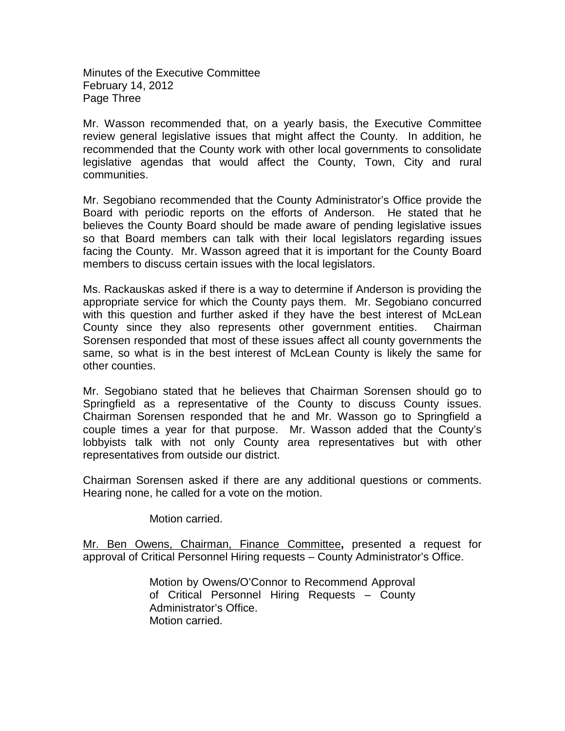Mr. Wasson recommended that, on a yearly basis, the Executive Committee review general legislative issues that might affect the County. In addition, he recommended that the County work with other local governments to consolidate legislative agendas that would affect the County, Town, City and rural communities.

Mr. Segobiano recommended that the County Administrator's Office provide the Board with periodic reports on the efforts of Anderson. He stated that he believes the County Board should be made aware of pending legislative issues so that Board members can talk with their local legislators regarding issues facing the County. Mr. Wasson agreed that it is important for the County Board members to discuss certain issues with the local legislators.

Ms. Rackauskas asked if there is a way to determine if Anderson is providing the appropriate service for which the County pays them. Mr. Segobiano concurred with this question and further asked if they have the best interest of McLean County since they also represents other government entities. Chairman Sorensen responded that most of these issues affect all county governments the same, so what is in the best interest of McLean County is likely the same for other counties.

Mr. Segobiano stated that he believes that Chairman Sorensen should go to Springfield as a representative of the County to discuss County issues. Chairman Sorensen responded that he and Mr. Wasson go to Springfield a couple times a year for that purpose. Mr. Wasson added that the County's lobbyists talk with not only County area representatives but with other representatives from outside our district.

Chairman Sorensen asked if there are any additional questions or comments. Hearing none, he called for a vote on the motion.

Motion carried.

Mr. Ben Owens, Chairman, Finance Committee**,** presented a request for approval of Critical Personnel Hiring requests – County Administrator's Office.

> Motion by Owens/O'Connor to Recommend Approval of Critical Personnel Hiring Requests – County Administrator's Office.
> Motion carried.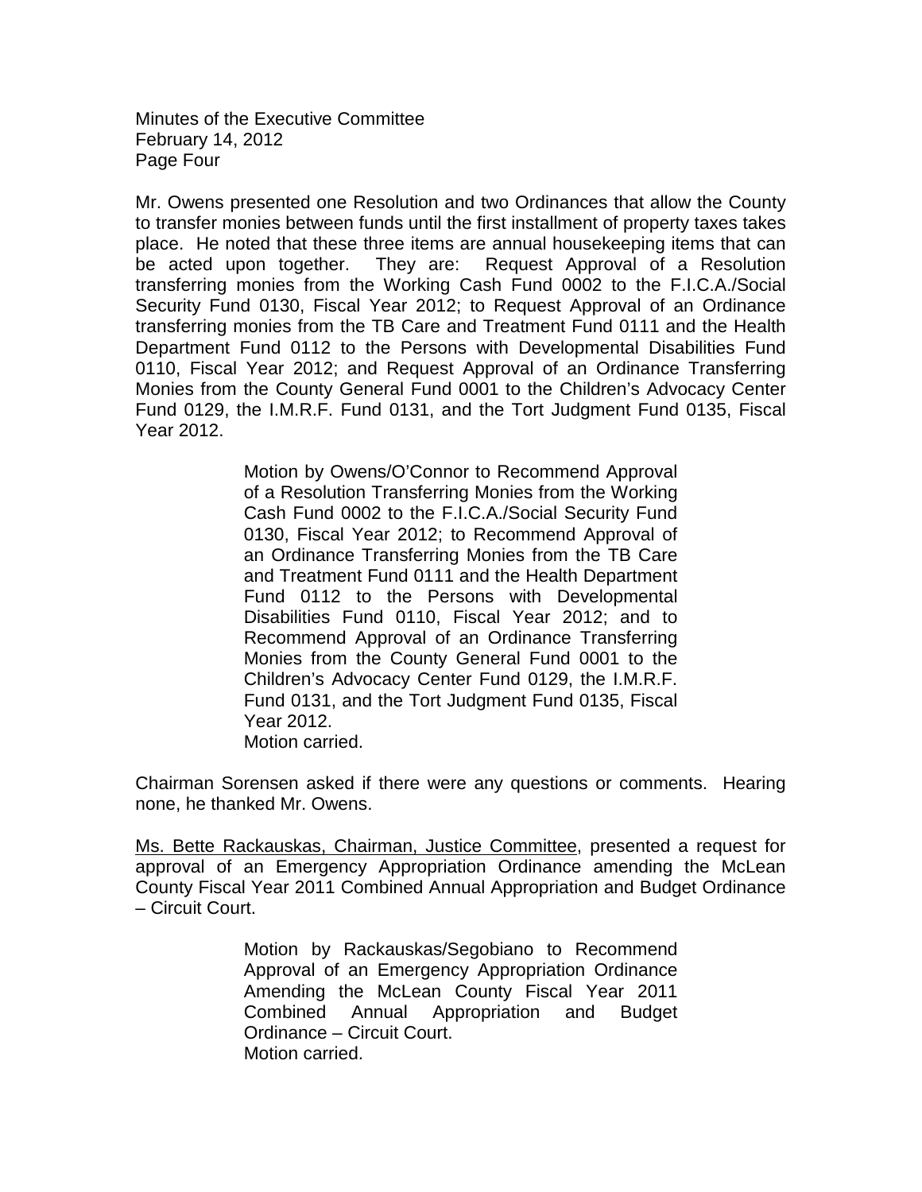Mr. Owens presented one Resolution and two Ordinances that allow the County to transfer monies between funds until the first installment of property taxes takes place. He noted that these three items are annual housekeeping items that can be acted upon together. They are: Request Approval of a Resolution transferring monies from the Working Cash Fund 0002 to the F.I.C.A./Social Security Fund 0130, Fiscal Year 2012; to Request Approval of an Ordinance transferring monies from the TB Care and Treatment Fund 0111 and the Health Department Fund 0112 to the Persons with Developmental Disabilities Fund 0110, Fiscal Year 2012; and Request Approval of an Ordinance Transferring Monies from the County General Fund 0001 to the Children's Advocacy Center Fund 0129, the I.M.R.F. Fund 0131, and the Tort Judgment Fund 0135, Fiscal Year 2012.

> Motion by Owens/O'Connor to Recommend Approval of a Resolution Transferring Monies from the Working Cash Fund 0002 to the F.I.C.A./Social Security Fund 0130, Fiscal Year 2012; to Recommend Approval of an Ordinance Transferring Monies from the TB Care and Treatment Fund 0111 and the Health Department Fund 0112 to the Persons with Developmental Disabilities Fund 0110, Fiscal Year 2012; and to Recommend Approval of an Ordinance Transferring Monies from the County General Fund 0001 to the Children's Advocacy Center Fund 0129, the I.M.R.F. Fund 0131, and the Tort Judgment Fund 0135, Fiscal Year 2012.
> Motion carried.

Chairman Sorensen asked if there were any questions or comments. Hearing none, he thanked Mr. Owens.

<u>Ms. Bette Rackauskas, Chairman, Justice Committee</u>, presented a request for approval of an Emergency Appropriation Ordinance amending the McLean County Fiscal Year 2011 Combined Annual Appropriation and Budget Ordinance – Circuit Court.

> Motion by Rackauskas/Segobiano to Recommend Approval of an Emergency Appropriation Ordinance Amending the McLean County Fiscal Year 2011 Combined Annual Appropriation and Budget Ordinance – Circuit Court.
> Motion carried.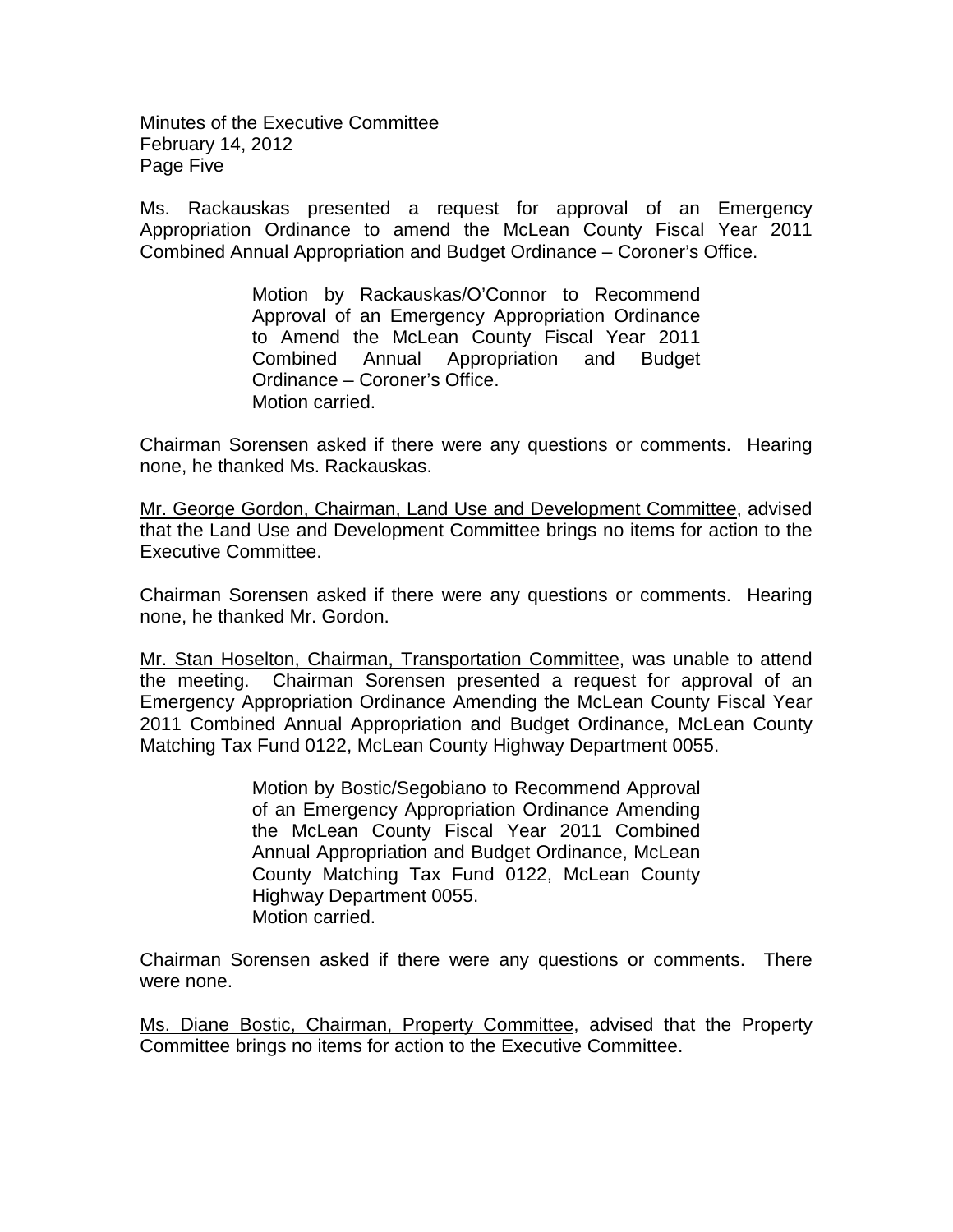Ms. Rackauskas presented a request for approval of an Emergency Appropriation Ordinance to amend the McLean County Fiscal Year 2011 Combined Annual Appropriation and Budget Ordinance – Coroner's Office.

> Motion by Rackauskas/O'Connor to Recommend Approval of an Emergency Appropriation Ordinance to Amend the McLean County Fiscal Year 2011 Combined Annual Appropriation and Budget Ordinance – Coroner's Office.
> Motion carried.

Chairman Sorensen asked if there were any questions or comments. Hearing none, he thanked Ms. Rackauskas.

<u>Mr. George Gordon, Chairman, Land Use and Development Committee</u>, advised that the Land Use and Development Committee brings no items for action to the Executive Committee.

Chairman Sorensen asked if there were any questions or comments. Hearing none, he thanked Mr. Gordon.

<u>Mr. Stan Hoselton, Chairman, Transportation Committee</u>, was unable to attend the meeting. Chairman Sorensen presented a request for approval of an Emergency Appropriation Ordinance Amending the McLean County Fiscal Year 2011 Combined Annual Appropriation and Budget Ordinance, McLean County Matching Tax Fund 0122, McLean County Highway Department 0055.

> Motion by Bostic/Segobiano to Recommend Approval of an Emergency Appropriation Ordinance Amending the McLean County Fiscal Year 2011 Combined Annual Appropriation and Budget Ordinance, McLean County Matching Tax Fund 0122, McLean County Highway Department 0055.
> Motion carried.

Chairman Sorensen asked if there were any questions or comments. There were none.

<u>Ms. Diane Bostic, Chairman, Property Committee</u>, advised that the Property Committee brings no items for action to the Executive Committee.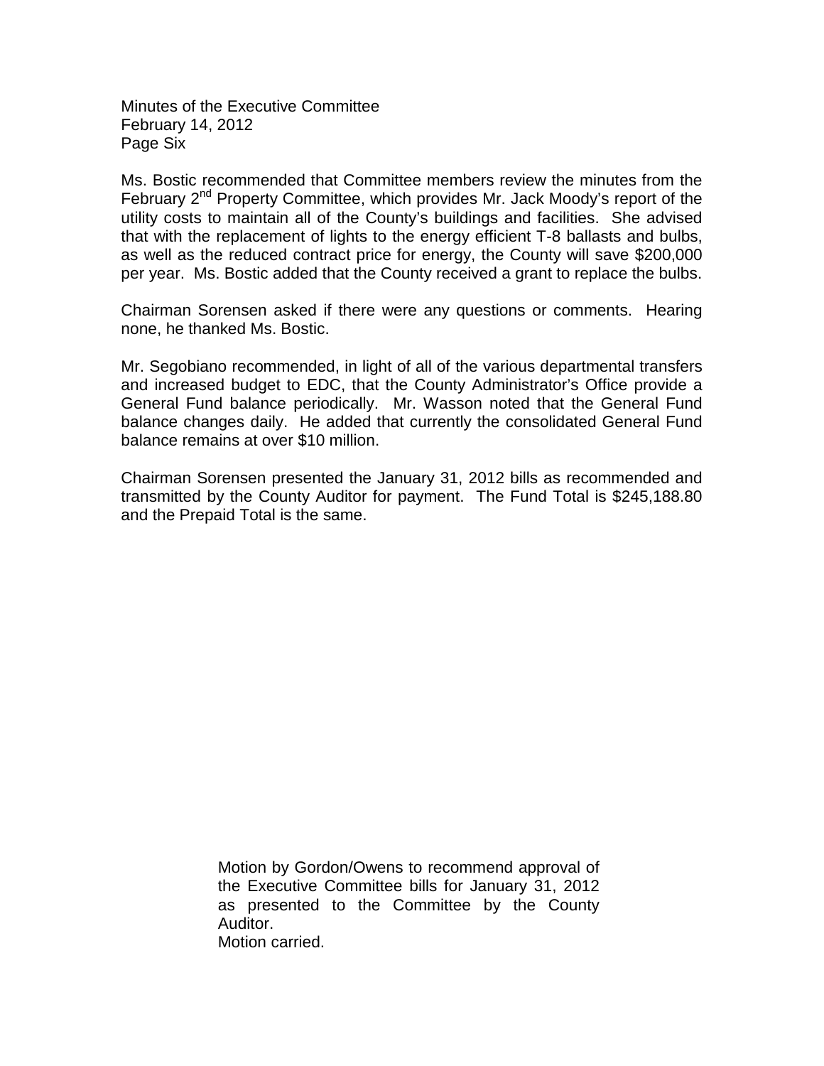Ms. Bostic recommended that Committee members review the minutes from the February 2nd Property Committee, which provides Mr. Jack Moody's report of the utility costs to maintain all of the County's buildings and facilities. She advised that with the replacement of lights to the energy efficient T-8 ballasts and bulbs, as well as the reduced contract price for energy, the County will save $200,000 per year. Ms. Bostic added that the County received a grant to replace the bulbs.

Chairman Sorensen asked if there were any questions or comments. Hearing none, he thanked Ms. Bostic.

Mr. Segobiano recommended, in light of all of the various departmental transfers and increased budget to EDC, that the County Administrator's Office provide a General Fund balance periodically. Mr. Wasson noted that the General Fund balance changes daily. He added that currently the consolidated General Fund balance remains at over $10 million.

Chairman Sorensen presented the January 31, 2012 bills as recommended and transmitted by the County Auditor for payment. The Fund Total is $245,188.80 and the Prepaid Total is the same.

Motion by Gordon/Owens to recommend approval of the Executive Committee bills for January 31, 2012 as presented to the Committee by the County Auditor.
Motion carried.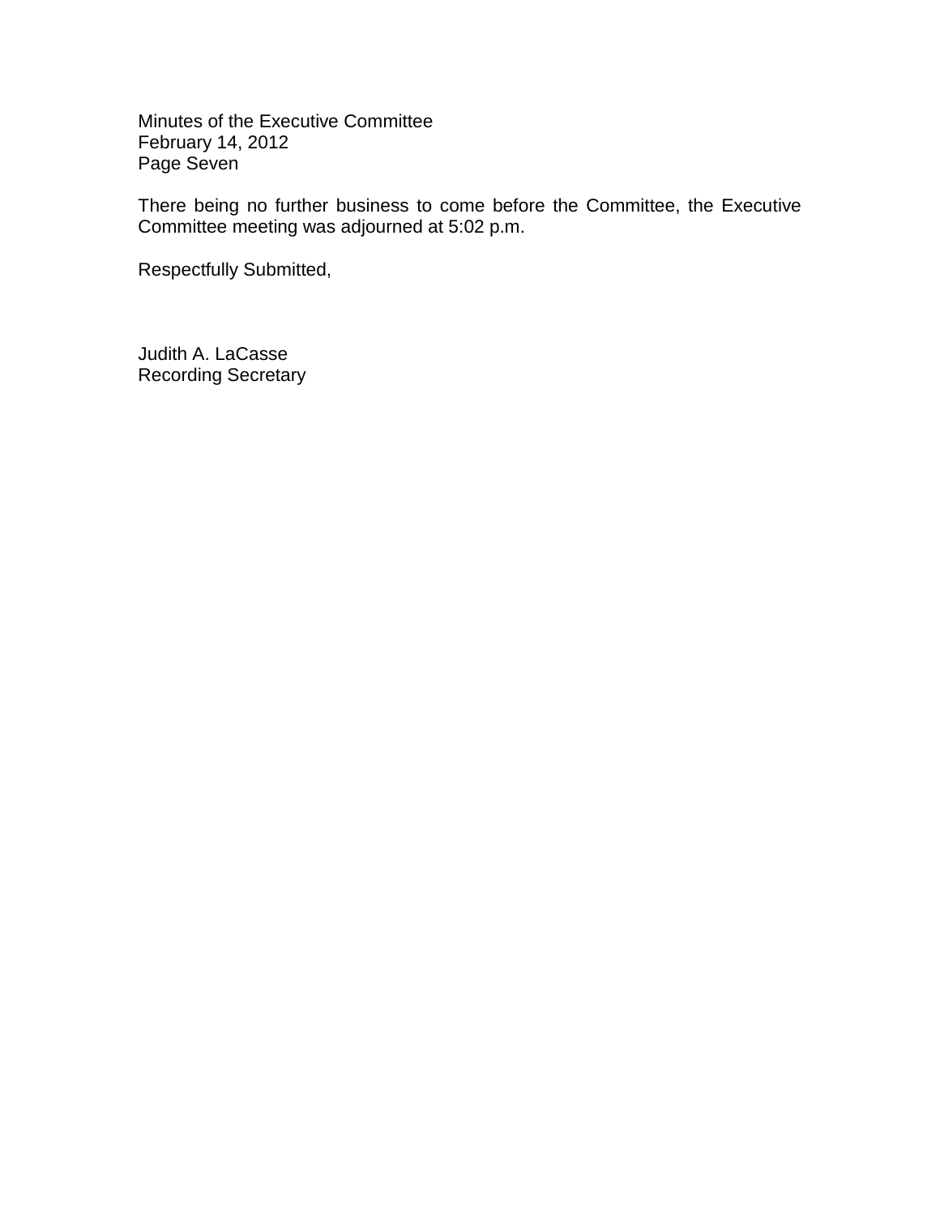There being no further business to come before the Committee, the Executive Committee meeting was adjourned at 5:02 p.m.

Respectfully Submitted,

Judith A. LaCasse
Recording Secretary